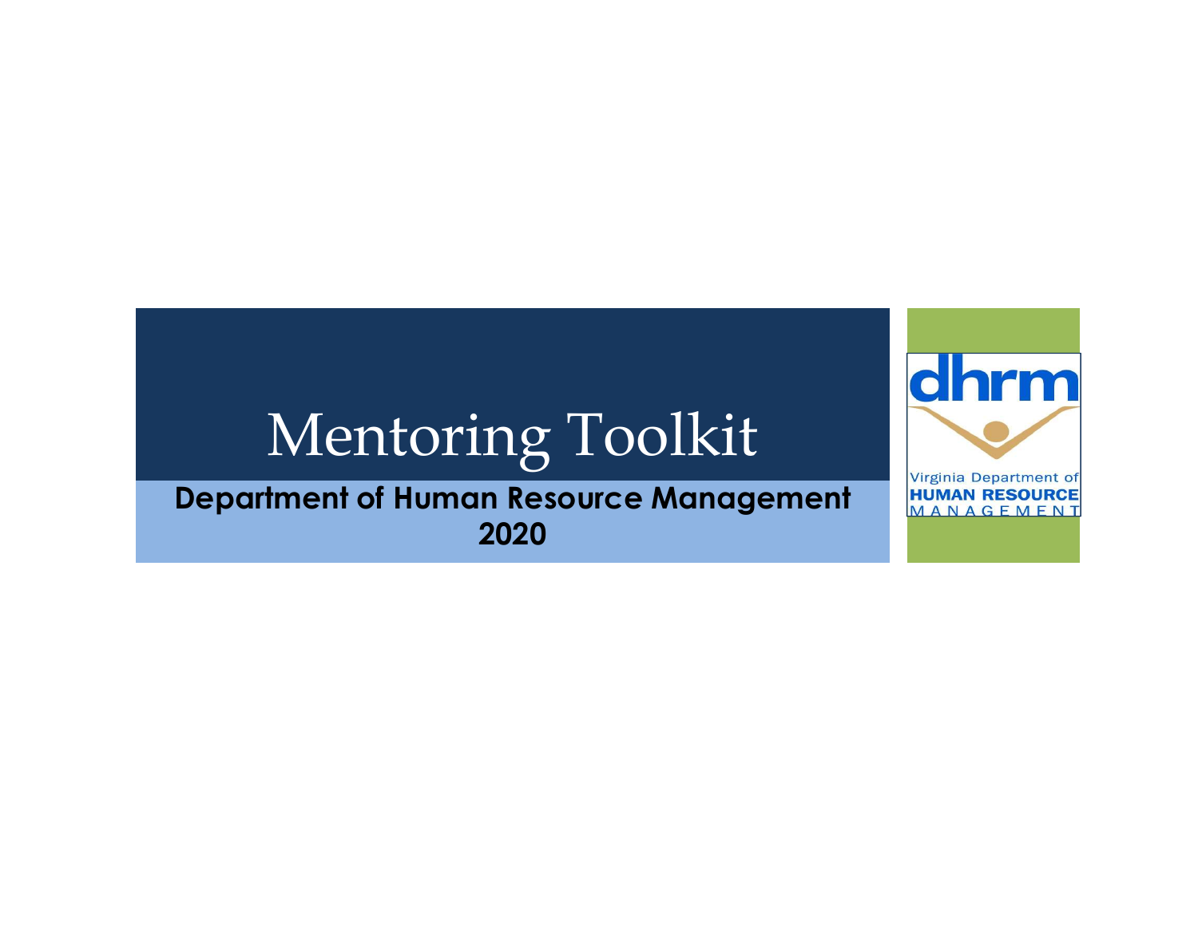# Mentoring Toolkit

**Department of Human Resource Management**
**2020**

dhrm

Virginia Department of
**HUMAN RESOURCE**
MANAGEMENT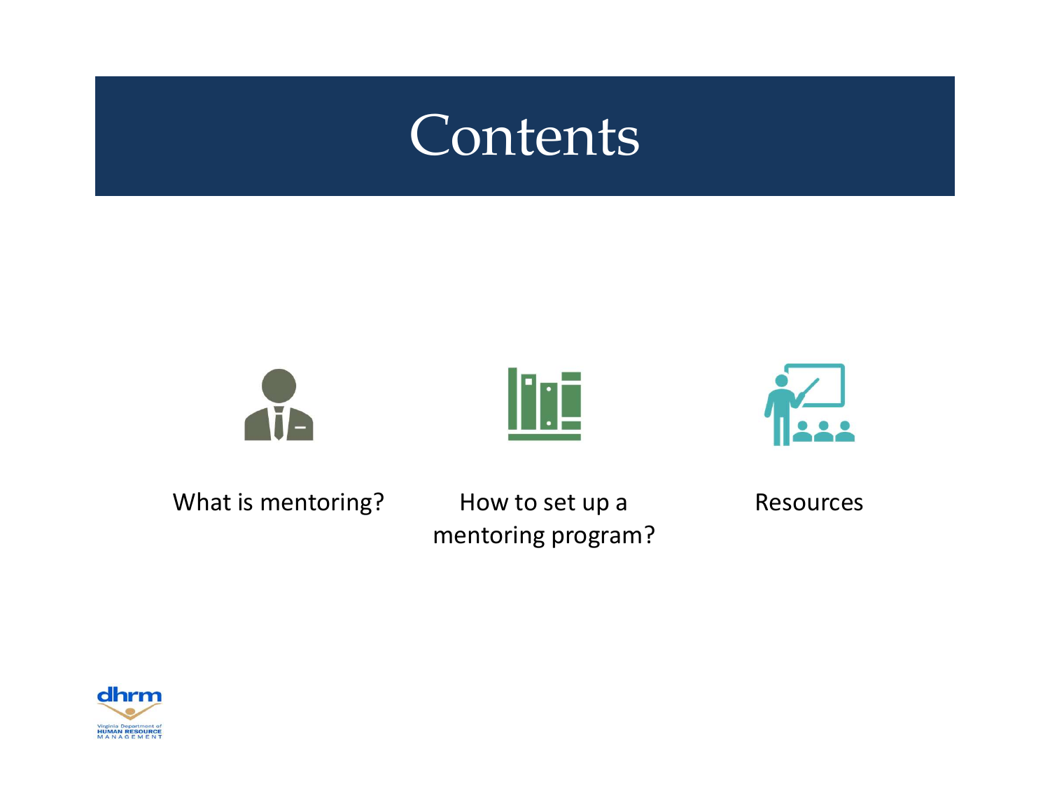# Contents

- What is mentoring?
- How to set up a mentoring program?
- Resources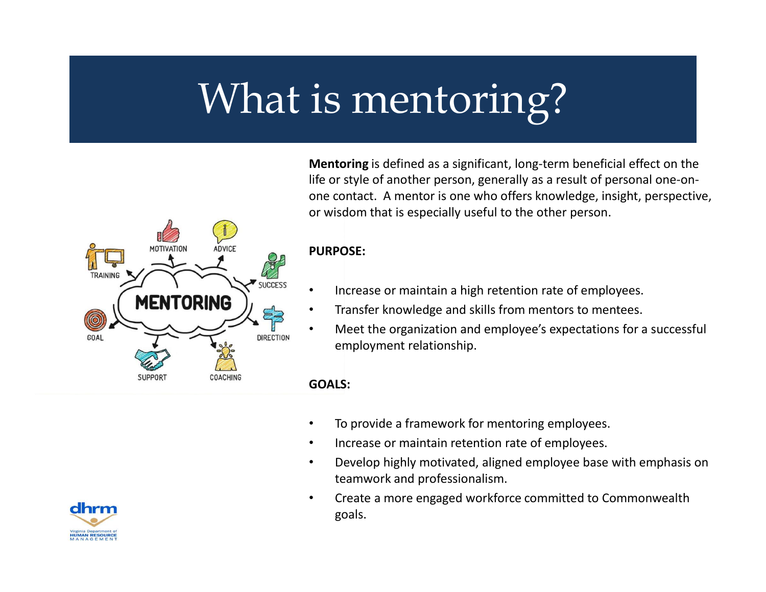# What is mentoring?

**Mentoring** is defined as a significant, long-term beneficial effect on the life or style of another person, generally as a result of personal one-on-one contact. A mentor is one who offers knowledge, insight, perspective, or wisdom that is especially useful to the other person.

**PURPOSE:**

- Increase or maintain a high retention rate of employees.
- Transfer knowledge and skills from mentors to mentees.
- Meet the organization and employee's expectations for a successful employment relationship.

**GOALS:**

- To provide a framework for mentoring employees.
- Increase or maintain retention rate of employees.
- Develop highly motivated, aligned employee base with emphasis on teamwork and professionalism.
- Create a more engaged workforce committed to Commonwealth goals.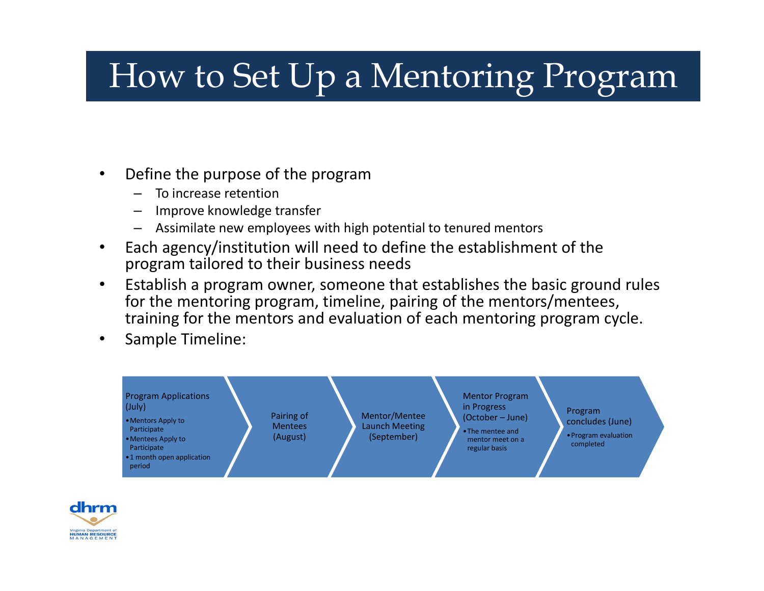# How to Set Up a Mentoring Program

- Define the purpose of the program
  - To increase retention
  - Improve knowledge transfer
  - Assimilate new employees with high potential to tenured mentors
- Each agency/institution will need to define the establishment of the program tailored to their business needs
- Establish a program owner, someone that establishes the basic ground rules for the mentoring program, timeline, pairing of the mentors/mentees, training for the mentors and evaluation of each mentoring program cycle.
- Sample Timeline:

1. **Program Applications (July)**
   - Mentors Apply to Participate
   - Mentees Apply to Participate
   - 1 month open application period
2. **Pairing of Mentees (August)**
3. **Mentor/Mentee Launch Meeting (September)**
4. **Mentor Program in Progress (October – June)**
   - The mentee and mentor meet on a regular basis
5. **Program concludes (June)**
   - Program evaluation completed

dhrm
Virginia Department of HUMAN RESOURCE MANAGEMENT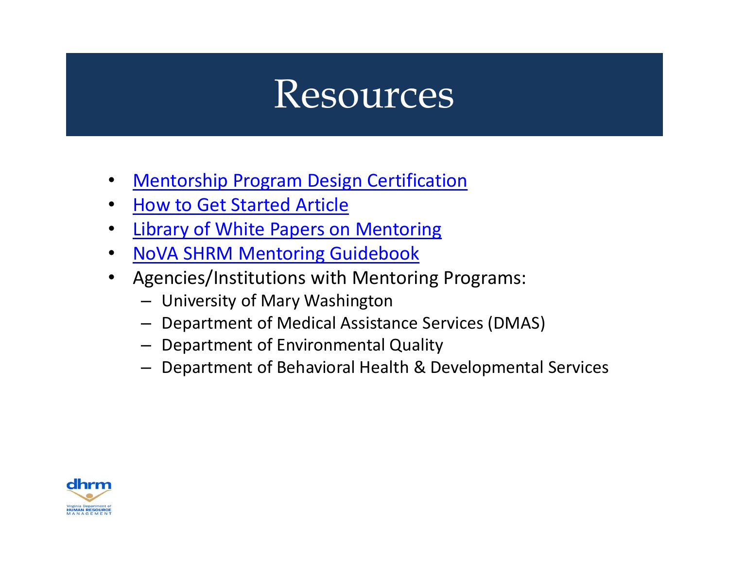# Resources

- Mentorship Program Design Certification
- How to Get Started Article
- Library of White Papers on Mentoring
- NoVA SHRM Mentoring Guidebook
- Agencies/Institutions with Mentoring Programs:
  - University of Mary Washington
  - Department of Medical Assistance Services (DMAS)
  - Department of Environmental Quality
  - Department of Behavioral Health & Developmental Services